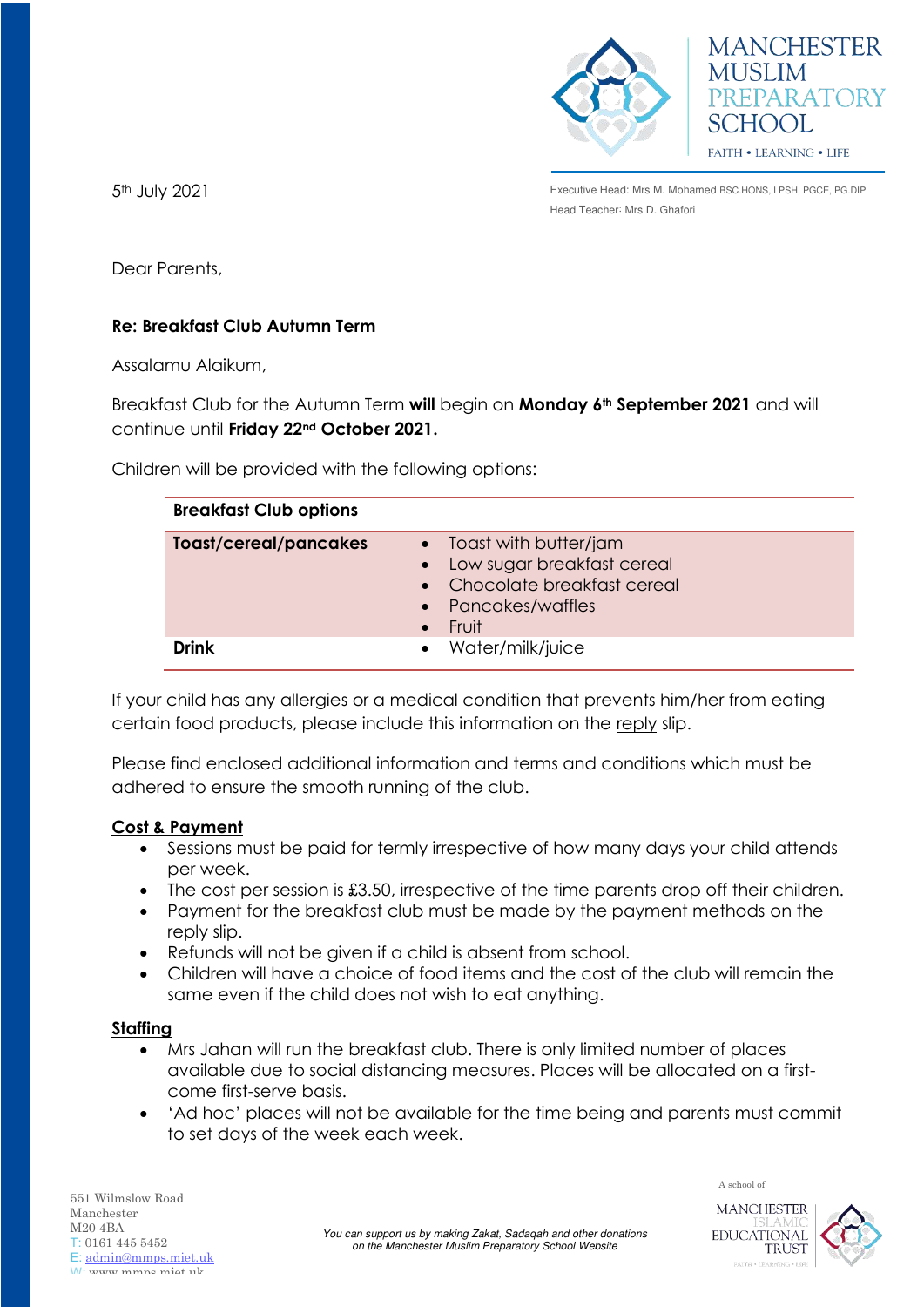MANCHESTER MUSLIM PREPARATORY SCHOOL

FAITH • LEARNING • LIFE

5th July 2021

Executive Head: Mrs M. Mohamed BSC.HONS, LPSH, PGCE, PG.DIP
Head Teacher: Mrs D. Ghafori

Dear Parents,

**Re: Breakfast Club Autumn Term**

Assalamu Alaikum,

Breakfast Club for the Autumn Term **will** begin on **Monday 6th September 2021** and will continue until **Friday 22nd October 2021.**

Children will be provided with the following options:

| **Breakfast Club options** | |
|---|---|
| **Toast/cereal/pancakes** | • Toast with butter/jam<br>• Low sugar breakfast cereal<br>• Chocolate breakfast cereal<br>• Pancakes/waffles<br>• Fruit |
| **Drink** | • Water/milk/juice |

If your child has any allergies or a medical condition that prevents him/her from eating certain food products, please include this information on the reply slip.

Please find enclosed additional information and terms and conditions which must be adhered to ensure the smooth running of the club.

**Cost & Payment**

- Sessions must be paid for termly irrespective of how many days your child attends per week.
- The cost per session is £3.50, irrespective of the time parents drop off their children.
- Payment for the breakfast club must be made by the payment methods on the reply slip.
- Refunds will not be given if a child is absent from school.
- Children will have a choice of food items and the cost of the club will remain the same even if the child does not wish to eat anything.

**Staffing**

- Mrs Jahan will run the breakfast club. There is only limited number of places available due to social distancing measures. Places will be allocated on a first-come first-serve basis.
- 'Ad hoc' places will not be available for the time being and parents must commit to set days of the week each week.

551 Wilmslow Road
Manchester
M20 4BA
T: 0161 445 5452
E: admin@mmps.miet.uk
W: www.mmps.miet.uk

*You can support us by making Zakat, Sadaqah and other donations on the Manchester Muslim Preparatory School Website*

A school of
MANCHESTER ISLAMIC EDUCATIONAL TRUST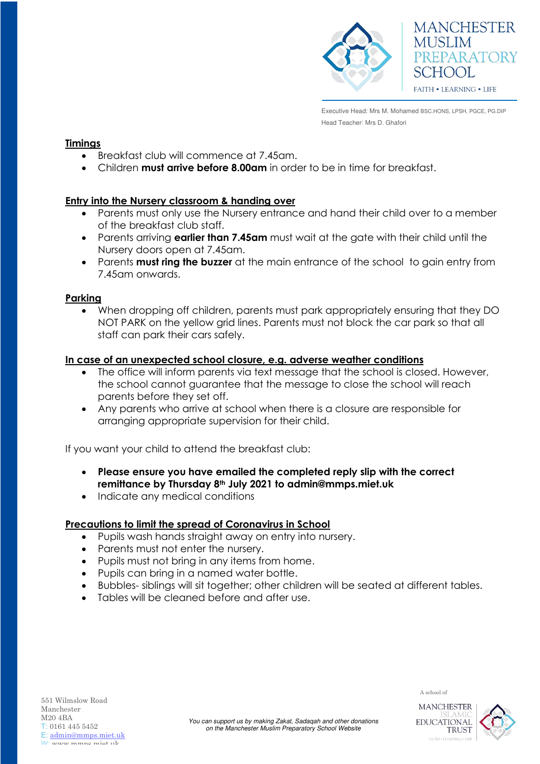## Timings

- Breakfast club will commence at 7.45am.
- Children **must arrive before 8.00am** in order to be in time for breakfast.

## Entry into the Nursery classroom & handing over

- Parents must only use the Nursery entrance and hand their child over to a member of the breakfast club staff.
- Parents arriving **earlier than 7.45am** must wait at the gate with their child until the Nursery doors open at 7.45am.
- Parents **must ring the buzzer** at the main entrance of the school to gain entry from 7.45am onwards.

## Parking

- When dropping off children, parents must park appropriately ensuring that they DO NOT PARK on the yellow grid lines. Parents must not block the car park so that all staff can park their cars safely.

## In case of an unexpected school closure, e.g. adverse weather conditions

- The office will inform parents via text message that the school is closed. However, the school cannot guarantee that the message to close the school will reach parents before they set off.
- Any parents who arrive at school when there is a closure are responsible for arranging appropriate supervision for their child.

If you want your child to attend the breakfast club:

- **Please ensure you have emailed the completed reply slip with the correct remittance by Thursday 8th July 2021 to admin@mmps.miet.uk**
- Indicate any medical conditions

## Precautions to limit the spread of Coronavirus in School

- Pupils wash hands straight away on entry into nursery.
- Parents must not enter the nursery.
- Pupils must not bring in any items from home.
- Pupils can bring in a named water bottle.
- Bubbles- siblings will sit together; other children will be seated at different tables.
- Tables will be cleaned before and after use.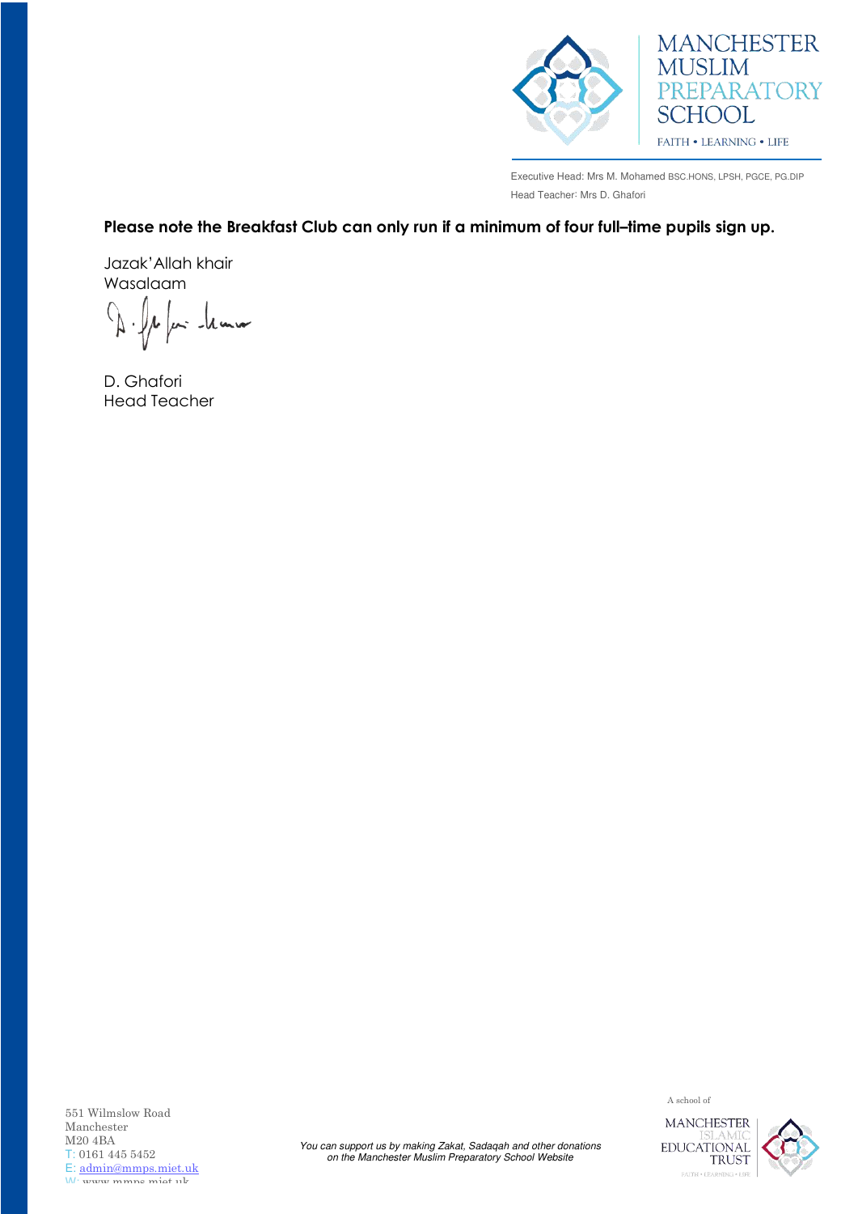**Please note the Breakfast Club can only run if a minimum of four full–time pupils sign up.**

Jazak'Allah khair
Wasalaam

D. Ghafori
Head Teacher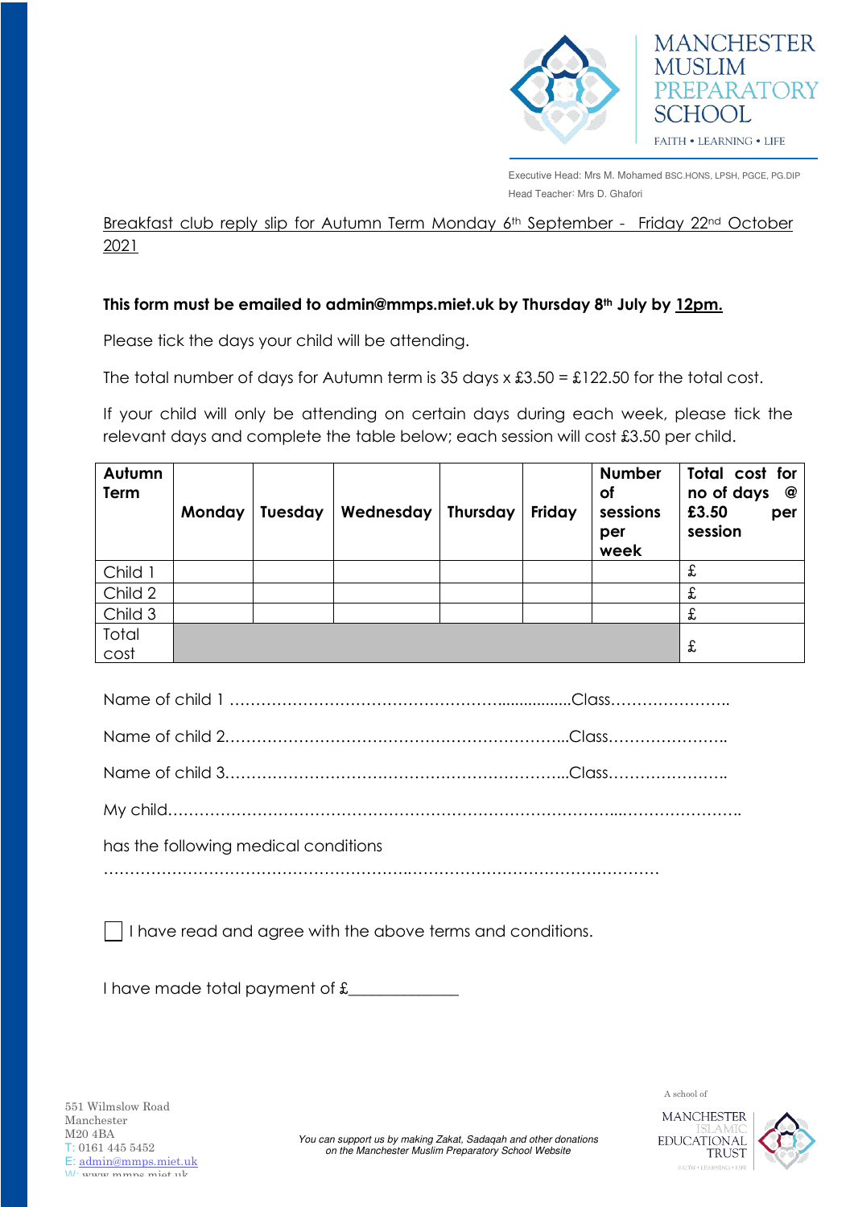MANCHESTER MUSLIM PREPARATORY SCHOOL

FAITH • LEARNING • LIFE

Executive Head: Mrs M. Mohamed BSC.HONS, LPSH, PGCE, PG.DIP

Head Teacher: Mrs D. Ghafori

Breakfast club reply slip for Autumn Term Monday 6th September - Friday 22nd October 2021

**This form must be emailed to admin@mmps.miet.uk by Thursday 8th July by 12pm.**

Please tick the days your child will be attending.

The total number of days for Autumn term is 35 days x £3.50 = £122.50 for the total cost.

If your child will only be attending on certain days during each week, please tick the relevant days and complete the table below; each session will cost £3.50 per child.

| **Autumn Term** | **Monday** | **Tuesday** | **Wednesday** | **Thursday** | **Friday** | **Number of sessions per week** | **Total cost for no of days @ £3.50 per session** |
|---|---|---|---|---|---|---|---|
| Child 1 | | | | | | | £ |
| Child 2 | | | | | | | £ |
| Child 3 | | | | | | | £ |
| Total cost | | | | | | | £ |

Name of child 1 ………………………………………………................Class…………………..

Name of child 2…………………………………………………………..Class…………………..

Name of child 3…………………………………………………………..Class…………………..

My child…………………………………………………………………………..…………………..

has the following medical conditions

……………………………………………….……………………………………….

☐ I have read and agree with the above terms and conditions.

I have made total payment of £_____________

551 Wilmslow Road
Manchester
M20 4BA
T: 0161 445 5452
E: admin@mmps.miet.uk
W: www.mmps.miet.uk

*You can support us by making Zakat, Sadaqah and other donations on the Manchester Muslim Preparatory School Website*

A school of MANCHESTER ISLAMIC EDUCATIONAL TRUST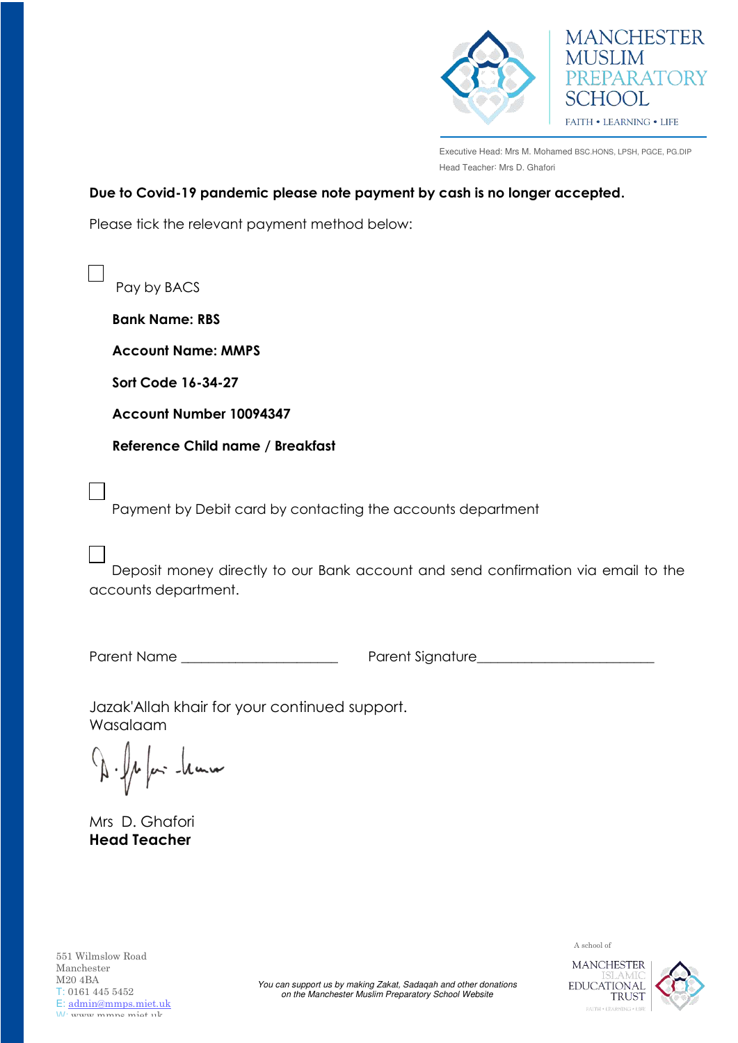MANCHESTER MUSLIM PREPARATORY SCHOOL

FAITH • LEARNING • LIFE

Executive Head: Mrs M. Mohamed BSC.HONS, LPSH, PGCE, PG.DIP

Head Teacher: Mrs D. Ghafori

**Due to Covid-19 pandemic please note payment by cash is no longer accepted.**

Please tick the relevant payment method below:

☐ Pay by BACS

**Bank Name: RBS**

**Account Name: MMPS**

**Sort Code 16-34-27**

**Account Number 10094347**

**Reference Child name / Breakfast**

☐ Payment by Debit card by contacting the accounts department

☐ Deposit money directly to our Bank account and send confirmation via email to the accounts department.

Parent Name ______________________ Parent Signature_________________________

Jazak'Allah khair for your continued support.
Wasalaam

Mrs D. Ghafori
**Head Teacher**

551 Wilmslow Road
Manchester
M20 4BA
T: 0161 445 5452
E: admin@mmps.miet.uk
W: www.mmps.miet.uk

*You can support us by making Zakat, Sadaqah and other donations on the Manchester Muslim Preparatory School Website*

A school of
MANCHESTER ISLAMIC EDUCATIONAL TRUST
FAITH • LEARNING • LIFE